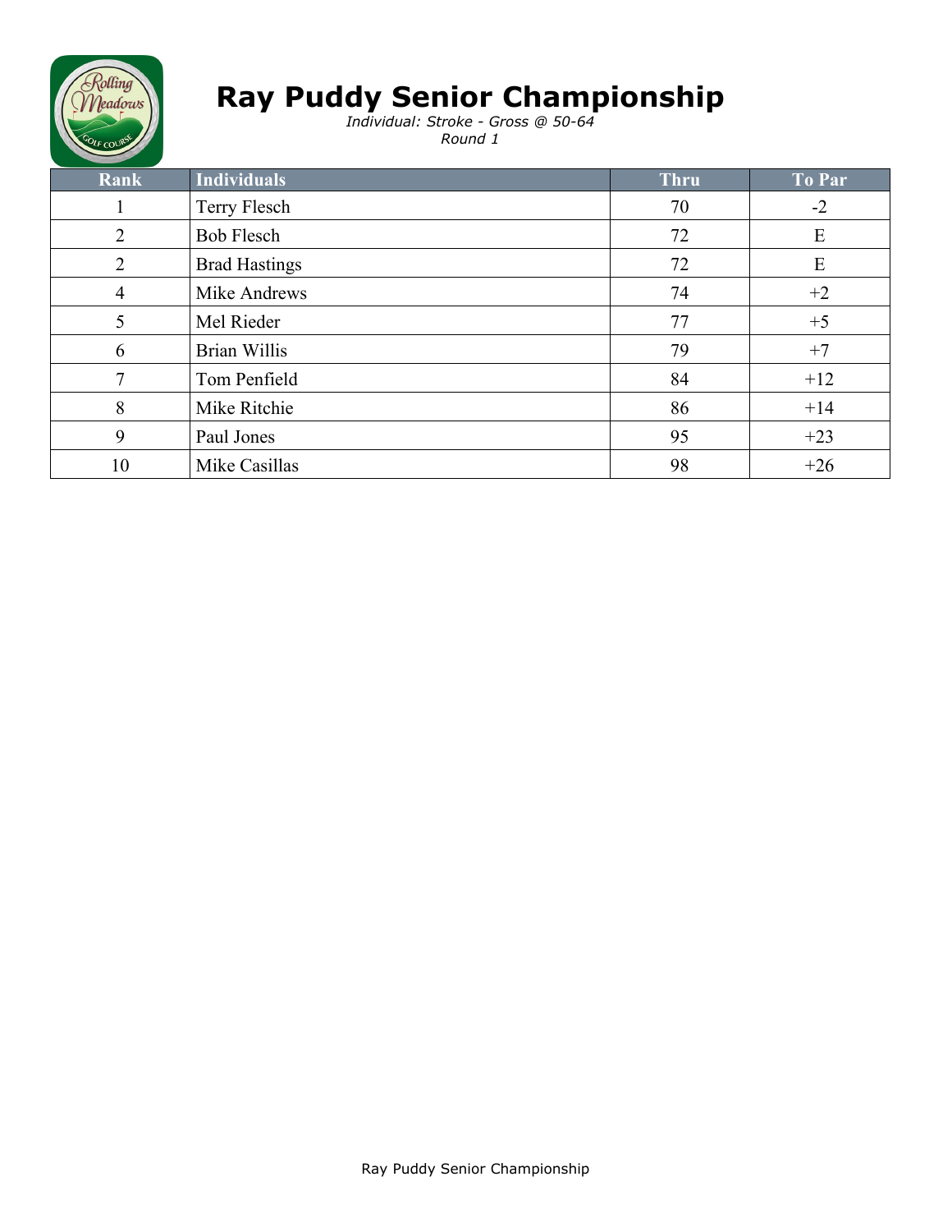# Ray Puddy Senior Championship

*Individual: Stroke - Gross @ 50-64*

*Round 1*

| Rank | Individuals | Thru | To Par |
|---|---|---|---|
| 1 | Terry Flesch | 70 | -2 |
| 2 | Bob Flesch | 72 | E |
| 2 | Brad Hastings | 72 | E |
| 4 | Mike Andrews | 74 | +2 |
| 5 | Mel Rieder | 77 | +5 |
| 6 | Brian Willis | 79 | +7 |
| 7 | Tom Penfield | 84 | +12 |
| 8 | Mike Ritchie | 86 | +14 |
| 9 | Paul Jones | 95 | +23 |
| 10 | Mike Casillas | 98 | +26 |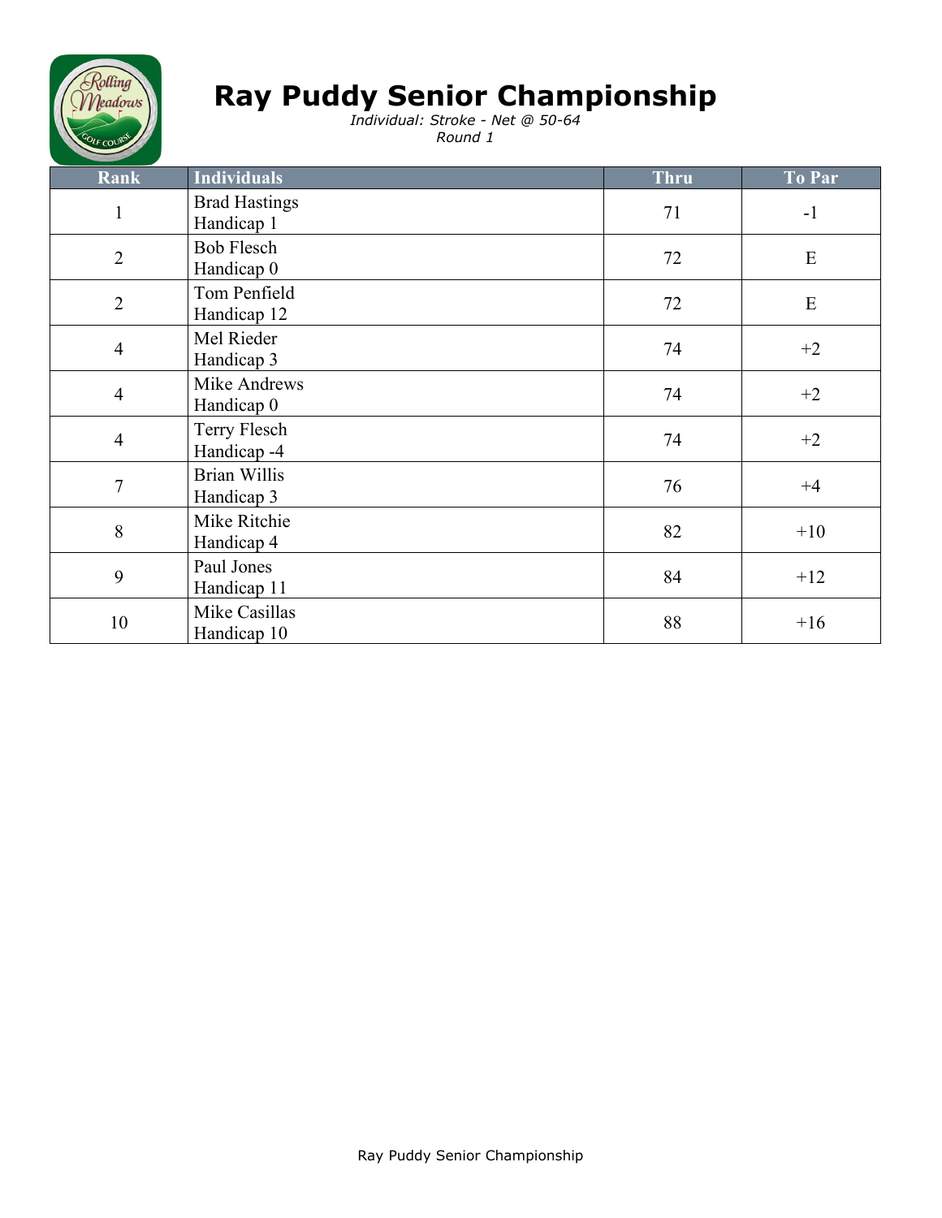# Ray Puddy Senior Championship

*Individual: Stroke - Net @ 50-64*
*Round 1*

| Rank | Individuals | Thru | To Par |
|---|---|---|---|
| 1 | Brad Hastings<br>Handicap 1 | 71 | -1 |
| 2 | Bob Flesch<br>Handicap 0 | 72 | E |
| 2 | Tom Penfield<br>Handicap 12 | 72 | E |
| 4 | Mel Rieder<br>Handicap 3 | 74 | +2 |
| 4 | Mike Andrews<br>Handicap 0 | 74 | +2 |
| 4 | Terry Flesch<br>Handicap -4 | 74 | +2 |
| 7 | Brian Willis<br>Handicap 3 | 76 | +4 |
| 8 | Mike Ritchie<br>Handicap 4 | 82 | +10 |
| 9 | Paul Jones<br>Handicap 11 | 84 | +12 |
| 10 | Mike Casillas<br>Handicap 10 | 88 | +16 |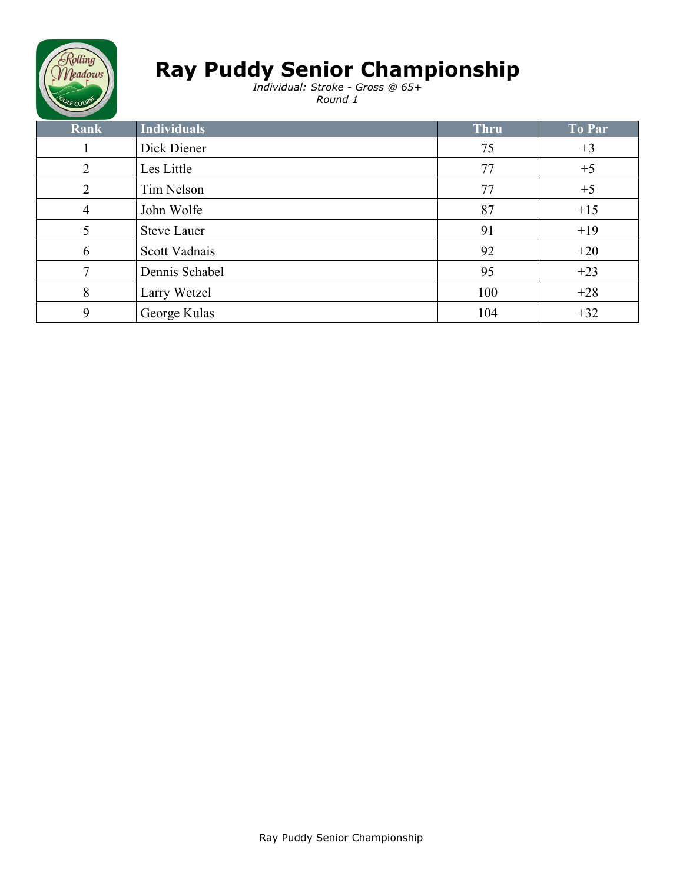# Ray Puddy Senior Championship

*Individual: Stroke - Gross @ 65+*

*Round 1*

| Rank | Individuals | Thru | To Par |
|---|---|---|---|
| 1 | Dick Diener | 75 | +3 |
| 2 | Les Little | 77 | +5 |
| 2 | Tim Nelson | 77 | +5 |
| 4 | John Wolfe | 87 | +15 |
| 5 | Steve Lauer | 91 | +19 |
| 6 | Scott Vadnais | 92 | +20 |
| 7 | Dennis Schabel | 95 | +23 |
| 8 | Larry Wetzel | 100 | +28 |
| 9 | George Kulas | 104 | +32 |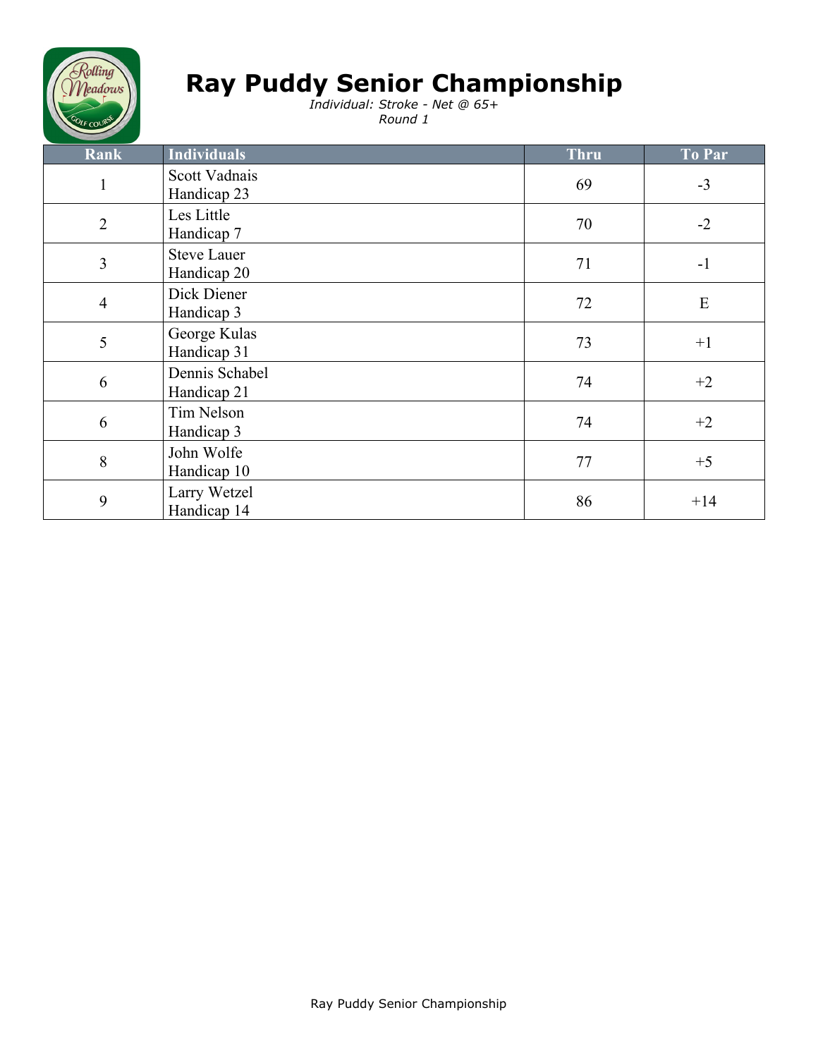# Ray Puddy Senior Championship

*Individual: Stroke - Net @ 65+*

*Round 1*

| Rank | Individuals | Thru | To Par |
| --- | --- | --- | --- |
| 1 | Scott Vadnais<br>Handicap 23 | 69 | -3 |
| 2 | Les Little<br>Handicap 7 | 70 | -2 |
| 3 | Steve Lauer<br>Handicap 20 | 71 | -1 |
| 4 | Dick Diener<br>Handicap 3 | 72 | E |
| 5 | George Kulas<br>Handicap 31 | 73 | +1 |
| 6 | Dennis Schabel<br>Handicap 21 | 74 | +2 |
| 6 | Tim Nelson<br>Handicap 3 | 74 | +2 |
| 8 | John Wolfe<br>Handicap 10 | 77 | +5 |
| 9 | Larry Wetzel<br>Handicap 14 | 86 | +14 |